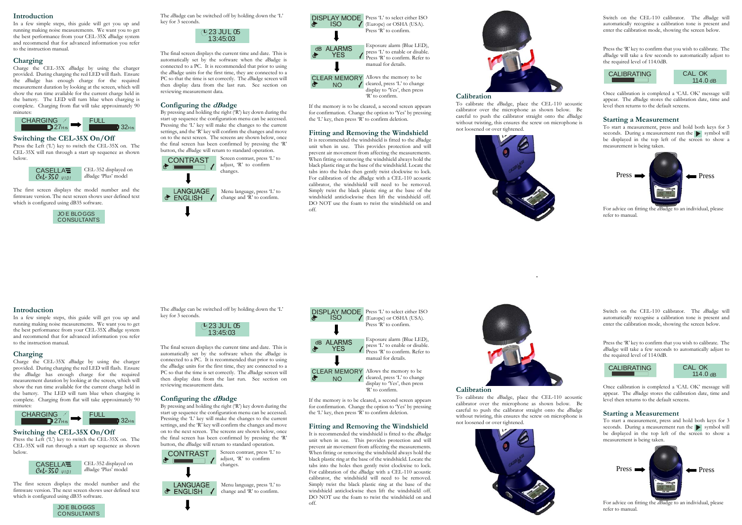## Introduction

In a few simple steps, this guide will get you up and running making noise measurements. We want you to get the best performance from your CEL-35X *dBadge* system and recommend that for advanced information you refer to the instruction manual.

## Charging

Charge the CEL-35X *dBadge* by using the charger provided. During charging the red LED will flash. Ensure the *dBadge* has enough charge for the required measurement duration by looking at the screen, which will show the run time available for the current charge held in the battery. The LED will turn blue when charging is complete. Charging from flat will take approximately 90 minutes:

CHARGING 27Hrs ➡ FULL 32Hrs

## Switching the CEL-35X On/Off

Press the Left ('L') key to switch the CEL-35X on. The CEL-35X will run through a start up sequence as shown below.

CASELLA CeL-350 V1.01 — CEL-352 displayed on *dBadge* 'Plus' model

The first screen displays the model number and the firmware version. The next screen shows user defined text which is configured using dB35 software.

JOE BLOGGS CONSULTANTS

The *dBadge* can be switched off by holding down the 'L' key for 3 seconds.

23 JUL 05 13:45:03

The final screen displays the current time and date. This is automatically set by the software when the *dBadge* is connected to a PC. It is recommended that prior to using the *dBadge* units for the first time, they are connected to a PC so that the time is set correctly. The *dBadge* screen will then display data from the last run. See section on reviewing measurement data.

## Configuring the *dBadge*

By pressing and holding the right ('R') key down during the start up sequence the configuration menu can be accessed. Pressing the 'L' key will make the changes to the current settings, and the 'R' key will confirm the changes and move on to the next screen. The screens are shown below, once the final screen has been confirmed by pressing the 'R' button, the *dBadge* will return to standard operation.

CONTRAST — Screen contrast, press 'L' to adjust, 'R' to confirm changes.

LANGUAGE ENGLISH — Menu language, press 'L' to change and 'R' to confirm.

DISPLAY MODE ISO — Press 'L' to select either ISO (Europe) or OSHA (USA). Press 'R' to confirm.

dB ALARMS YES — Exposure alarm (Blue LED), press 'L' to enable or disable. Press 'R' to confirm. Refer to manual for details.

CLEAR MEMORY NO — Allows the memory to be cleared, press 'L' to change display to 'Yes', then press 'R' to confirm.

If the memory is to be cleared, a second screen appears for confirmation. Change the option to 'Yes' by pressing the 'L' key, then press 'R' to confirm deletion.

## Fitting and Removing the Windshield

It is recommended the windshield is fitted to the *dBadge* unit when in use. This provides protection and will prevent air movement from affecting the measurements. When fitting or removing the windshield always hold the black plastic ring at the base of the windshield. Locate the tabs into the holes then gently twist clockwise to lock. For calibration of the *dBadge* with a CEL-110 acoustic calibrator, the windshield will need to be removed. Simply twist the black plastic ring at the base of the windshield anticlockwise then lift the windshield off. DO NOT use the foam to twist the windshield on and off.

## Calibration

To calibrate the *dBadge*, place the CEL-110 acoustic calibrator over the microphone as shown below. Be careful to push the calibrator straight onto the *dBadge* without twisting, this ensures the screw on microphone is not loosened or over tightened.

Switch on the CEL-110 calibrator. The *dBadge* will automatically recognise a calibration tone is present and enter the calibration mode, showing the screen below.

Press the 'R' key to confirm that you wish to calibrate. The *dBadge* will take a few seconds to automatically adjust to the required level of 114.0dB.

CALIBRATING — CAL OK 114.0 dB

Once calibration is completed a 'CAL OK' message will appear. The *dBadge* stores the calibration date, time and level then returns to the default screens.

## Starting a Measurement

To start a measurement, press and hold both keys for 3 seconds. During a measurement run the ▶ symbol will be displayed in the top left of the screen to show a measurement is being taken.

Press ➡ ⬅ Press

For advice on fitting the *dBadge* to an individual, please refer to manual.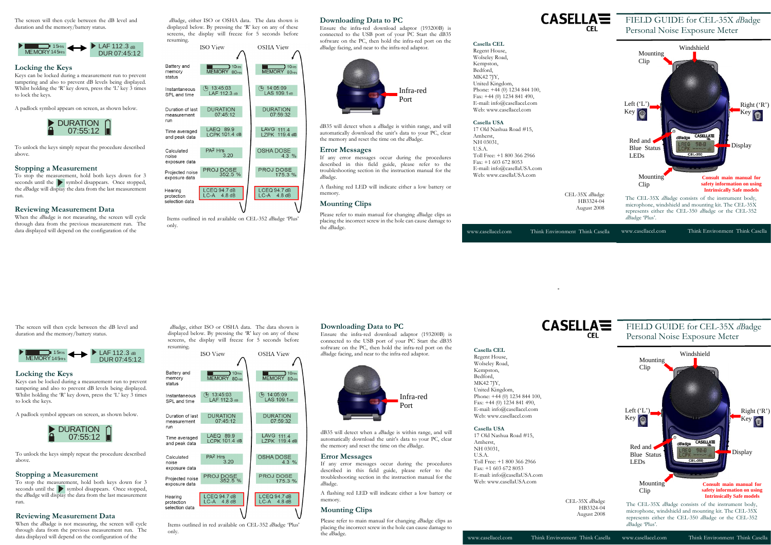The screen will then cycle between the dB level and duration and the memory/battery status.

15Hrs MEMORY 145Hrs ⟷ LAF 112.3 dB DUR 07:45:12

## Locking the Keys

Keys can be locked during a measurement run to prevent tampering and also to prevent dB levels being displayed. Whilst holding the 'R' key down, press the 'L' key 3 times to lock the keys.

A padlock symbol appears on screen, as shown below.

DURATION 07:55:12

To unlock the keys simply repeat the procedure described above.

## Stopping a Measurement

To stop the measurement, hold both keys down for 3 seconds until the ▶ symbol disappears. Once stopped, the *dBadge* will display the data from the last measurement run.

## Reviewing Measurement Data

When the *dBadge* is not measuring, the screen will cycle through data from the previous measurement run. The data displayed will depend on the configuration of the *dBadge*, either ISO or OSHA data. The data shown is displayed below. By pressing the 'R' key on any of these screens, the display will freeze for 5 seconds before resuming.

| | ISO View | OSHA View |
|---|---|---|
| Battery and memory status | 10Hrs MEMORY 80Hrs | 10Hrs MEMORY 80Hrs |
| Instantaneous SPL and time | 13:45:03 LAF 112.3 dB | 14:05:09 LAS 109.1 dB |
| Duration of last measurement run | DURATION 07:45:12 | DURATION 07:59:32 |
| Time averaged and peak data | LAEQ 89.9 LCPK 101.4 dB | LAVG 111.4 LZPK 119.4 dB |
| Calculated noise exposure data | PA² Hrs 3.20 | OSHA DOSE 4.3 % |
| Projected noise exposure data | PROJ DOSE 352.5 % | PROJ DOSE 175.3 % |
| Hearing protection selection data | LCEQ 94.7 dB LC-A 4.8 dB | LCEQ 94.7 dB LC-A 4.8 dB |

Items outlined in red available on CEL-352 *dBadge* 'Plus' only.

## Downloading Data to PC

Ensure the infra-red download adaptor (193200B) is connected to the USB port of your PC Start the dB35 software on the PC, then hold the infra-red port on the *dBadge* facing, and near to the infra-red adaptor.

Infra-red Port

dB35 will detect when a *dBadge* is within range, and will automatically download the unit's data to your PC, clear the memory and reset the time on the *dBadge*.

## Error Messages

If any error messages occur during the procedures described in this field guide, please refer to the troubleshooting section in the instruction manual for the *dBadge*.

A flashing red LED will indicate either a low battery or memory.

## Mounting Clips

Please refer to main manual for changing *dBadge* clips as placing the incorrect screw in the hole can cause damage to the *dBadge*.

**Casella CEL**
Regent House,
Wolseley Road,
Kempston,
Bedford,
MK42 7JY,
United Kingdom,
Phone: +44 (0) 1234 844 100,
Fax: +44 (0) 1234 841 490,
E-mail: info@casellacel.com
Web: www.casellacel.com

**Casella USA**
17 Old Nashua Road #15,
Amherst,
NH 03031,
U.S.A.
Toll Free: +1 800 366 2966
Fax: +1 603 672 8053
E-mail: info@casellaUSA.com
Web: www.casellaUSA.com

CEL-35X *dBadge*
HB3324-04
August 2008

CASELLA CEL

# FIELD GUIDE for CEL-35X *dBadge* Personal Noise Exposure Meter

Mounting Clip
Windshield
Left ('L') Key
Right ('R') Key
Red and Blue Status LEDs
Display
Mounting Clip

**Consult main manual for safety information on using Intrinsically Safe models**

The CEL-35X *dBadge* consists of the instrument body, microphone, windshield and mounting kit. The CEL-35X represents either the CEL-350 *dBadge* or the CEL-352 *dBadge* 'Plus'.

www.casellacel.com Think Environment Think Casella